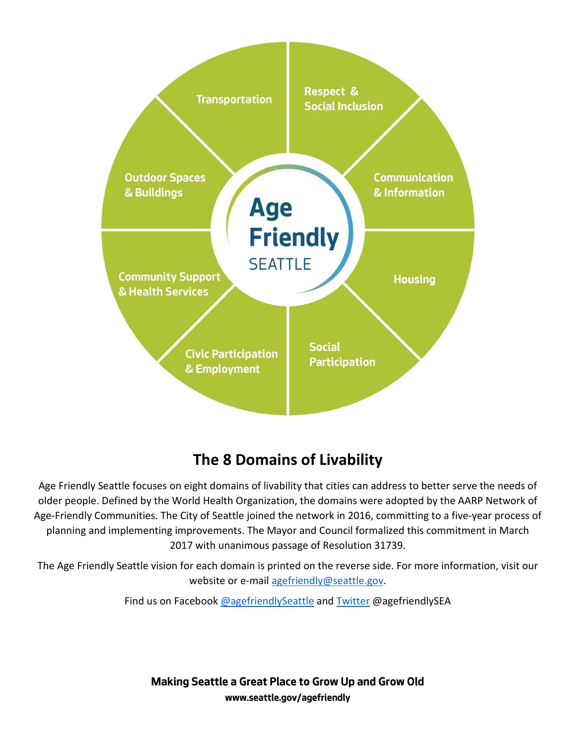Transportation

Respect & Social Inclusion

Outdoor Spaces & Buildings

Communication & Information

**Age Friendly** SEATTLE

Community Support & Health Services

Housing

Civic Participation & Employment

Social Participation

## The 8 Domains of Livability

Age Friendly Seattle focuses on eight domains of livability that cities can address to better serve the needs of older people. Defined by the World Health Organization, the domains were adopted by the AARP Network of Age-Friendly Communities. The City of Seattle joined the network in 2016, committing to a five-year process of planning and implementing improvements. The Mayor and Council formalized this commitment in March 2017 with unanimous passage of Resolution 31739.

The Age Friendly Seattle vision for each domain is printed on the reverse side. For more information, visit our website or e-mail agefriendly@seattle.gov.

Find us on Facebook @agefriendlySeattle and Twitter @agefriendlySEA

**Making Seattle a Great Place to Grow Up and Grow Old**
**www.seattle.gov/agefriendly**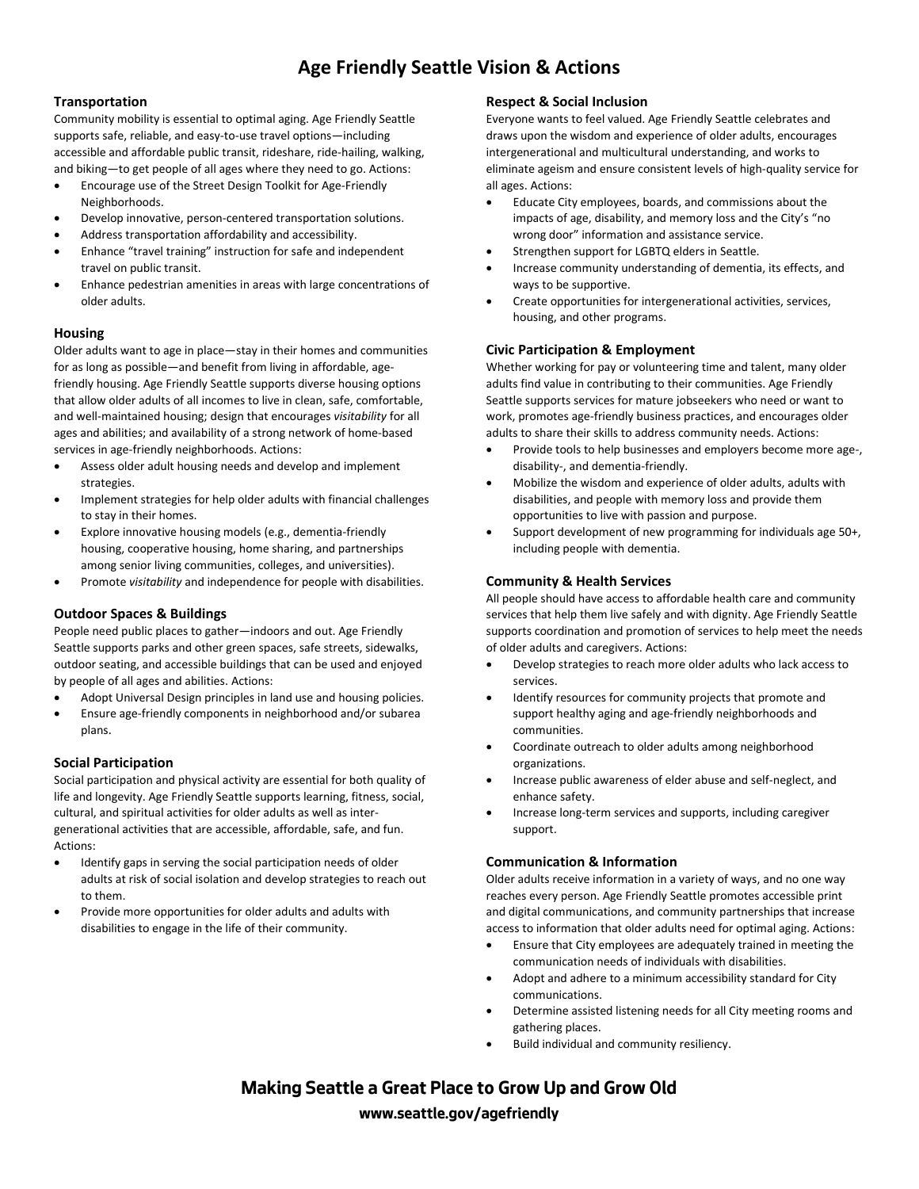# Age Friendly Seattle Vision & Actions

## Transportation

Community mobility is essential to optimal aging. Age Friendly Seattle supports safe, reliable, and easy-to-use travel options—including accessible and affordable public transit, rideshare, ride-hailing, walking, and biking—to get people of all ages where they need to go. Actions:

- Encourage use of the Street Design Toolkit for Age-Friendly Neighborhoods.
- Develop innovative, person-centered transportation solutions.
- Address transportation affordability and accessibility.
- Enhance "travel training" instruction for safe and independent travel on public transit.
- Enhance pedestrian amenities in areas with large concentrations of older adults.

## Housing

Older adults want to age in place—stay in their homes and communities for as long as possible—and benefit from living in affordable, age-friendly housing. Age Friendly Seattle supports diverse housing options that allow older adults of all incomes to live in clean, safe, comfortable, and well-maintained housing; design that encourages *visitability* for all ages and abilities; and availability of a strong network of home-based services in age-friendly neighborhoods. Actions:

- Assess older adult housing needs and develop and implement strategies.
- Implement strategies for help older adults with financial challenges to stay in their homes.
- Explore innovative housing models (e.g., dementia-friendly housing, cooperative housing, home sharing, and partnerships among senior living communities, colleges, and universities).
- Promote *visitability* and independence for people with disabilities.

## Outdoor Spaces & Buildings

People need public places to gather—indoors and out. Age Friendly Seattle supports parks and other green spaces, safe streets, sidewalks, outdoor seating, and accessible buildings that can be used and enjoyed by people of all ages and abilities. Actions:

- Adopt Universal Design principles in land use and housing policies.
- Ensure age-friendly components in neighborhood and/or subarea plans.

## Social Participation

Social participation and physical activity are essential for both quality of life and longevity. Age Friendly Seattle supports learning, fitness, social, cultural, and spiritual activities for older adults as well as inter-generational activities that are accessible, affordable, safe, and fun. Actions:

- Identify gaps in serving the social participation needs of older adults at risk of social isolation and develop strategies to reach out to them.
- Provide more opportunities for older adults and adults with disabilities to engage in the life of their community.

## Respect & Social Inclusion

Everyone wants to feel valued. Age Friendly Seattle celebrates and draws upon the wisdom and experience of older adults, encourages intergenerational and multicultural understanding, and works to eliminate ageism and ensure consistent levels of high-quality service for all ages. Actions:

- Educate City employees, boards, and commissions about the impacts of age, disability, and memory loss and the City's "no wrong door" information and assistance service.
- Strengthen support for LGBTQ elders in Seattle.
- Increase community understanding of dementia, its effects, and ways to be supportive.
- Create opportunities for intergenerational activities, services, housing, and other programs.

## Civic Participation & Employment

Whether working for pay or volunteering time and talent, many older adults find value in contributing to their communities. Age Friendly Seattle supports services for mature jobseekers who need or want to work, promotes age-friendly business practices, and encourages older adults to share their skills to address community needs. Actions:

- Provide tools to help businesses and employers become more age-, disability-, and dementia-friendly.
- Mobilize the wisdom and experience of older adults, adults with disabilities, and people with memory loss and provide them opportunities to live with passion and purpose.
- Support development of new programming for individuals age 50+, including people with dementia.

## Community & Health Services

All people should have access to affordable health care and community services that help them live safely and with dignity. Age Friendly Seattle supports coordination and promotion of services to help meet the needs of older adults and caregivers. Actions:

- Develop strategies to reach more older adults who lack access to services.
- Identify resources for community projects that promote and support healthy aging and age-friendly neighborhoods and communities.
- Coordinate outreach to older adults among neighborhood organizations.
- Increase public awareness of elder abuse and self-neglect, and enhance safety.
- Increase long-term services and supports, including caregiver support.

## Communication & Information

Older adults receive information in a variety of ways, and no one way reaches every person. Age Friendly Seattle promotes accessible print and digital communications, and community partnerships that increase access to information that older adults need for optimal aging. Actions:

- Ensure that City employees are adequately trained in meeting the communication needs of individuals with disabilities.
- Adopt and adhere to a minimum accessibility standard for City communications.
- Determine assisted listening needs for all City meeting rooms and gathering places.
- Build individual and community resiliency.

**Making Seattle a Great Place to Grow Up and Grow Old**

**www.seattle.gov/agefriendly**